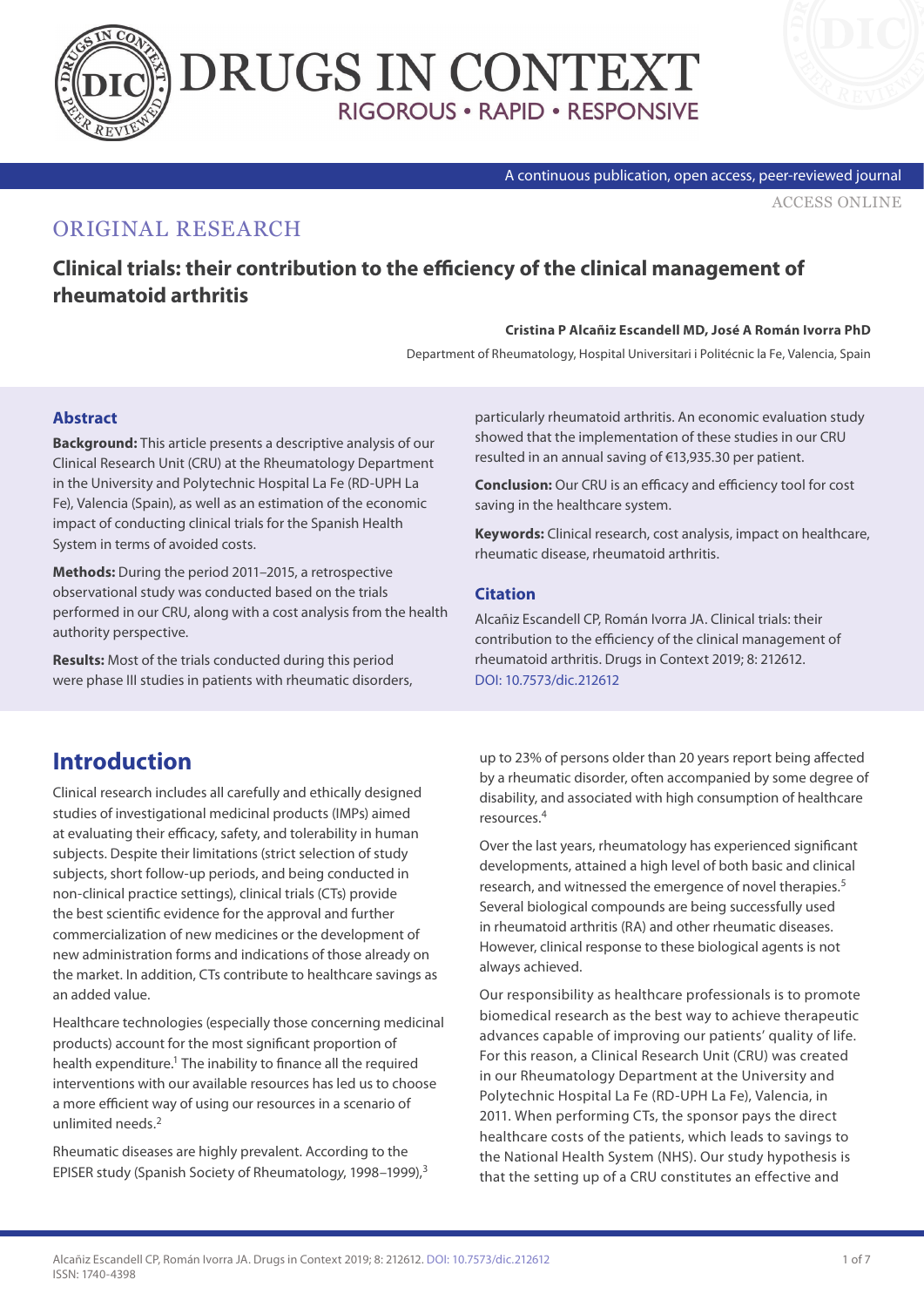# DRUGS IN CONTEXT

RIGOROUS • RAPID • RESPONSIVE

A continuous publication, open access, peer-reviewed journal

ACCESS ONLINE

## ORIGINAL RESEARCH

# Clinical trials: their contribution to the efficiency of the clinical management of rheumatoid arthritis

**Cristina P Alcañiz Escandell MD, José A Román Ivorra PhD**

Department of Rheumatology, Hospital Universitari i Politécnic la Fe, Valencia, Spain

### Abstract

**Background:** This article presents a descriptive analysis of our Clinical Research Unit (CRU) at the Rheumatology Department in the University and Polytechnic Hospital La Fe (RD-UPH La Fe), Valencia (Spain), as well as an estimation of the economic impact of conducting clinical trials for the Spanish Health System in terms of avoided costs.

**Methods:** During the period 2011–2015, a retrospective observational study was conducted based on the trials performed in our CRU, along with a cost analysis from the health authority perspective.

**Results:** Most of the trials conducted during this period were phase III studies in patients with rheumatic disorders, particularly rheumatoid arthritis. An economic evaluation study showed that the implementation of these studies in our CRU resulted in an annual saving of €13,935.30 per patient.

**Conclusion:** Our CRU is an efficacy and efficiency tool for cost saving in the healthcare system.

**Keywords:** Clinical research, cost analysis, impact on healthcare, rheumatic disease, rheumatoid arthritis.

### Citation

Alcañiz Escandell CP, Román Ivorra JA. Clinical trials: their contribution to the efficiency of the clinical management of rheumatoid arthritis. Drugs in Context 2019; 8: 212612. DOI: 10.7573/dic.212612

## Introduction

Clinical research includes all carefully and ethically designed studies of investigational medicinal products (IMPs) aimed at evaluating their efficacy, safety, and tolerability in human subjects. Despite their limitations (strict selection of study subjects, short follow-up periods, and being conducted in non-clinical practice settings), clinical trials (CTs) provide the best scientific evidence for the approval and further commercialization of new medicines or the development of new administration forms and indications of those already on the market. In addition, CTs contribute to healthcare savings as an added value.

Healthcare technologies (especially those concerning medicinal products) account for the most significant proportion of health expenditure.[1] The inability to finance all the required interventions with our available resources has led us to choose a more efficient way of using our resources in a scenario of unlimited needs.[2]

Rheumatic diseases are highly prevalent. According to the EPISER study (Spanish Society of Rheumatology, 1998–1999),[3] up to 23% of persons older than 20 years report being affected by a rheumatic disorder, often accompanied by some degree of disability, and associated with high consumption of healthcare resources.[4]

Over the last years, rheumatology has experienced significant developments, attained a high level of both basic and clinical research, and witnessed the emergence of novel therapies.[5] Several biological compounds are being successfully used in rheumatoid arthritis (RA) and other rheumatic diseases. However, clinical response to these biological agents is not always achieved.

Our responsibility as healthcare professionals is to promote biomedical research as the best way to achieve therapeutic advances capable of improving our patients' quality of life. For this reason, a Clinical Research Unit (CRU) was created in our Rheumatology Department at the University and Polytechnic Hospital La Fe (RD-UPH La Fe), Valencia, in 2011. When performing CTs, the sponsor pays the direct healthcare costs of the patients, which leads to savings to the National Health System (NHS). Our study hypothesis is that the setting up of a CRU constitutes an effective and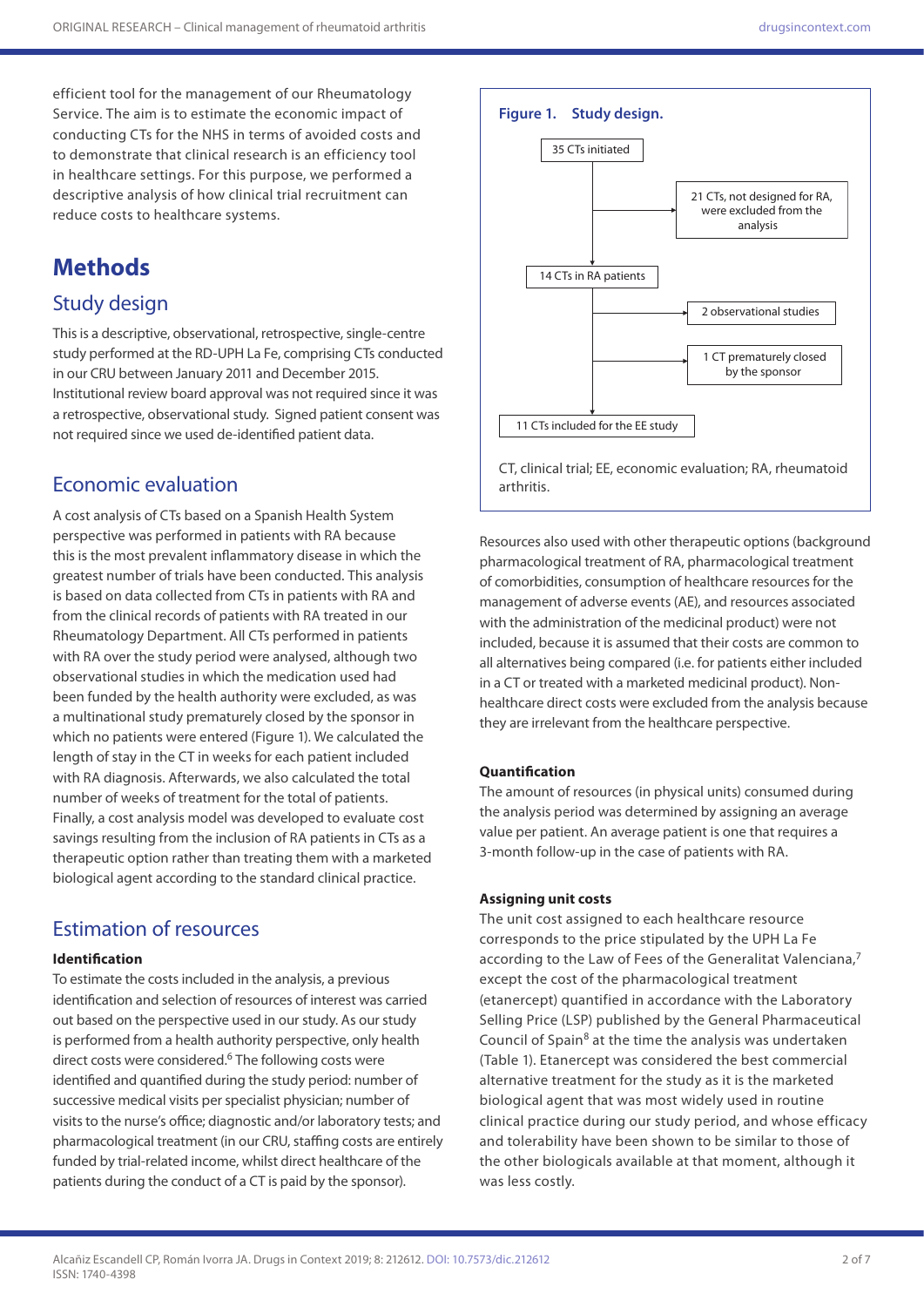efficient tool for the management of our Rheumatology Service. The aim is to estimate the economic impact of conducting CTs for the NHS in terms of avoided costs and to demonstrate that clinical research is an efficiency tool in healthcare settings. For this purpose, we performed a descriptive analysis of how clinical trial recruitment can reduce costs to healthcare systems.

# Methods

## Study design

This is a descriptive, observational, retrospective, single-centre study performed at the RD-UPH La Fe, comprising CTs conducted in our CRU between January 2011 and December 2015. Institutional review board approval was not required since it was a retrospective, observational study. Signed patient consent was not required since we used de-identified patient data.

## Economic evaluation

A cost analysis of CTs based on a Spanish Health System perspective was performed in patients with RA because this is the most prevalent inflammatory disease in which the greatest number of trials have been conducted. This analysis is based on data collected from CTs in patients with RA and from the clinical records of patients with RA treated in our Rheumatology Department. All CTs performed in patients with RA over the study period were analysed, although two observational studies in which the medication used had been funded by the health authority were excluded, as was a multinational study prematurely closed by the sponsor in which no patients were entered (Figure 1). We calculated the length of stay in the CT in weeks for each patient included with RA diagnosis. Afterwards, we also calculated the total number of weeks of treatment for the total of patients. Finally, a cost analysis model was developed to evaluate cost savings resulting from the inclusion of RA patients in CTs as a therapeutic option rather than treating them with a marketed biological agent according to the standard clinical practice.

**Figure 1. Study design.**

- 35 CTs initiated
  - → 21 CTs, not designed for RA, were excluded from the analysis
- 14 CTs in RA patients
  - → 2 observational studies
  - → 1 CT prematurely closed by the sponsor
- 11 CTs included for the EE study

CT, clinical trial; EE, economic evaluation; RA, rheumatoid arthritis.

## Estimation of resources

### Identification

To estimate the costs included in the analysis, a previous identification and selection of resources of interest was carried out based on the perspective used in our study. As our study is performed from a health authority perspective, only health direct costs were considered.[6] The following costs were identified and quantified during the study period: number of successive medical visits per specialist physician; number of visits to the nurse's office; diagnostic and/or laboratory tests; and pharmacological treatment (in our CRU, staffing costs are entirely funded by trial-related income, whilst direct healthcare of the patients during the conduct of a CT is paid by the sponsor).

Resources also used with other therapeutic options (background pharmacological treatment of RA, pharmacological treatment of comorbidities, consumption of healthcare resources for the management of adverse events (AE), and resources associated with the administration of the medicinal product) were not included, because it is assumed that their costs are common to all alternatives being compared (i.e. for patients either included in a CT or treated with a marketed medicinal product). Non-healthcare direct costs were excluded from the analysis because they are irrelevant from the healthcare perspective.

### Quantification

The amount of resources (in physical units) consumed during the analysis period was determined by assigning an average value per patient. An average patient is one that requires a 3-month follow-up in the case of patients with RA.

### Assigning unit costs

The unit cost assigned to each healthcare resource corresponds to the price stipulated by the UPH La Fe according to the Law of Fees of the Generalitat Valenciana,[7] except the cost of the pharmacological treatment (etanercept) quantified in accordance with the Laboratory Selling Price (LSP) published by the General Pharmaceutical Council of Spain[8] at the time the analysis was undertaken (Table 1). Etanercept was considered the best commercial alternative treatment for the study as it is the marketed biological agent that was most widely used in routine clinical practice during our study period, and whose efficacy and tolerability have been shown to be similar to those of the other biologicals available at that moment, although it was less costly.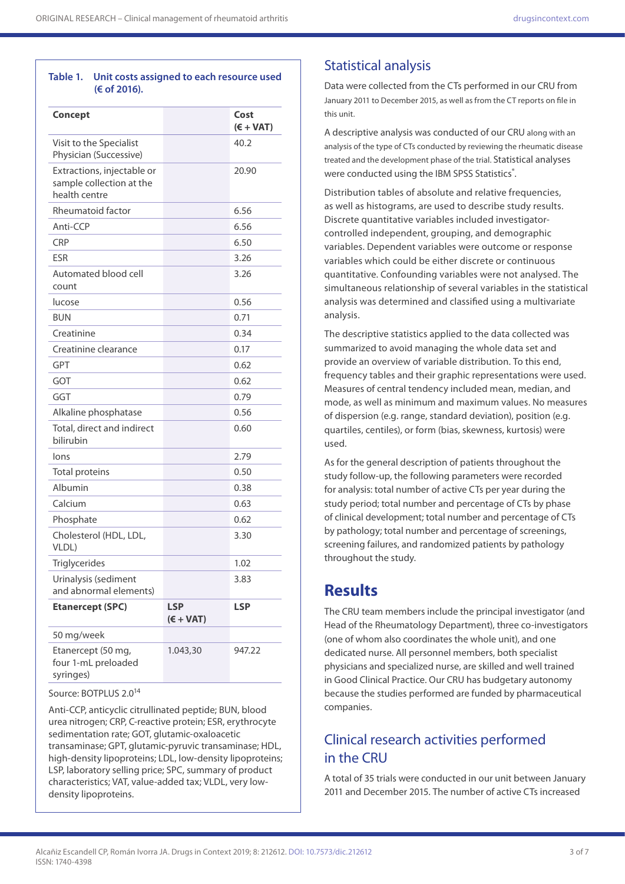**Table 1. Unit costs assigned to each resource used (€ of 2016).**

| Concept | | Cost (€ + VAT) |
|---|---|---|
| Visit to the Specialist Physician (Successive) | | 40.2 |
| Extractions, injectable or sample collection at the health centre | | 20.90 |
| Rheumatoid factor | | 6.56 |
| Anti-CCP | | 6.56 |
| CRP | | 6.50 |
| ESR | | 3.26 |
| Automated blood cell count | | 3.26 |
| lucose | | 0.56 |
| BUN | | 0.71 |
| Creatinine | | 0.34 |
| Creatinine clearance | | 0.17 |
| GPT | | 0.62 |
| GOT | | 0.62 |
| GGT | | 0.79 |
| Alkaline phosphatase | | 0.56 |
| Total, direct and indirect bilirubin | | 0.60 |
| Ions | | 2.79 |
| Total proteins | | 0.50 |
| Albumin | | 0.38 |
| Calcium | | 0.63 |
| Phosphate | | 0.62 |
| Cholesterol (HDL, LDL, VLDL) | | 3.30 |
| Triglycerides | | 1.02 |
| Urinalysis (sediment and abnormal elements) | | 3.83 |
| **Etanercept (SPC)** | **LSP (€ + VAT)** | **LSP** |
| 50 mg/week | | |
| Etanercept (50 mg, four 1-mL preloaded syringes) | 1.043,30 | 947.22 |

Source: BOTPLUS 2.0[14]

Anti-CCP, anticyclic citrullinated peptide; BUN, blood urea nitrogen; CRP, C-reactive protein; ESR, erythrocyte sedimentation rate; GOT, glutamic-oxaloacetic transaminase; GPT, glutamic-pyruvic transaminase; HDL, high-density lipoproteins; LDL, low-density lipoproteins; LSP, laboratory selling price; SPC, summary of product characteristics; VAT, value-added tax; VLDL, very low-density lipoproteins.

## Statistical analysis

Data were collected from the CTs performed in our CRU from January 2011 to December 2015, as well as from the CT reports on file in this unit.

A descriptive analysis was conducted of our CRU along with an analysis of the type of CTs conducted by reviewing the rheumatic disease treated and the development phase of the trial. Statistical analyses were conducted using the IBM SPSS Statistics®.

Distribution tables of absolute and relative frequencies, as well as histograms, are used to describe study results. Discrete quantitative variables included investigator-controlled independent, grouping, and demographic variables. Dependent variables were outcome or response variables which could be either discrete or continuous quantitative. Confounding variables were not analysed. The simultaneous relationship of several variables in the statistical analysis was determined and classified using a multivariate analysis.

The descriptive statistics applied to the data collected was summarized to avoid managing the whole data set and provide an overview of variable distribution. To this end, frequency tables and their graphic representations were used. Measures of central tendency included mean, median, and mode, as well as minimum and maximum values. No measures of dispersion (e.g. range, standard deviation), position (e.g. quartiles, centiles), or form (bias, skewness, kurtosis) were used.

As for the general description of patients throughout the study follow-up, the following parameters were recorded for analysis: total number of active CTs per year during the study period; total number and percentage of CTs by phase of clinical development; total number and percentage of CTs by pathology; total number and percentage of screenings, screening failures, and randomized patients by pathology throughout the study.

# Results

The CRU team members include the principal investigator (and Head of the Rheumatology Department), three co-investigators (one of whom also coordinates the whole unit), and one dedicated nurse. All personnel members, both specialist physicians and specialized nurse, are skilled and well trained in Good Clinical Practice. Our CRU has budgetary autonomy because the studies performed are funded by pharmaceutical companies.

## Clinical research activities performed in the CRU

A total of 35 trials were conducted in our unit between January 2011 and December 2015. The number of active CTs increased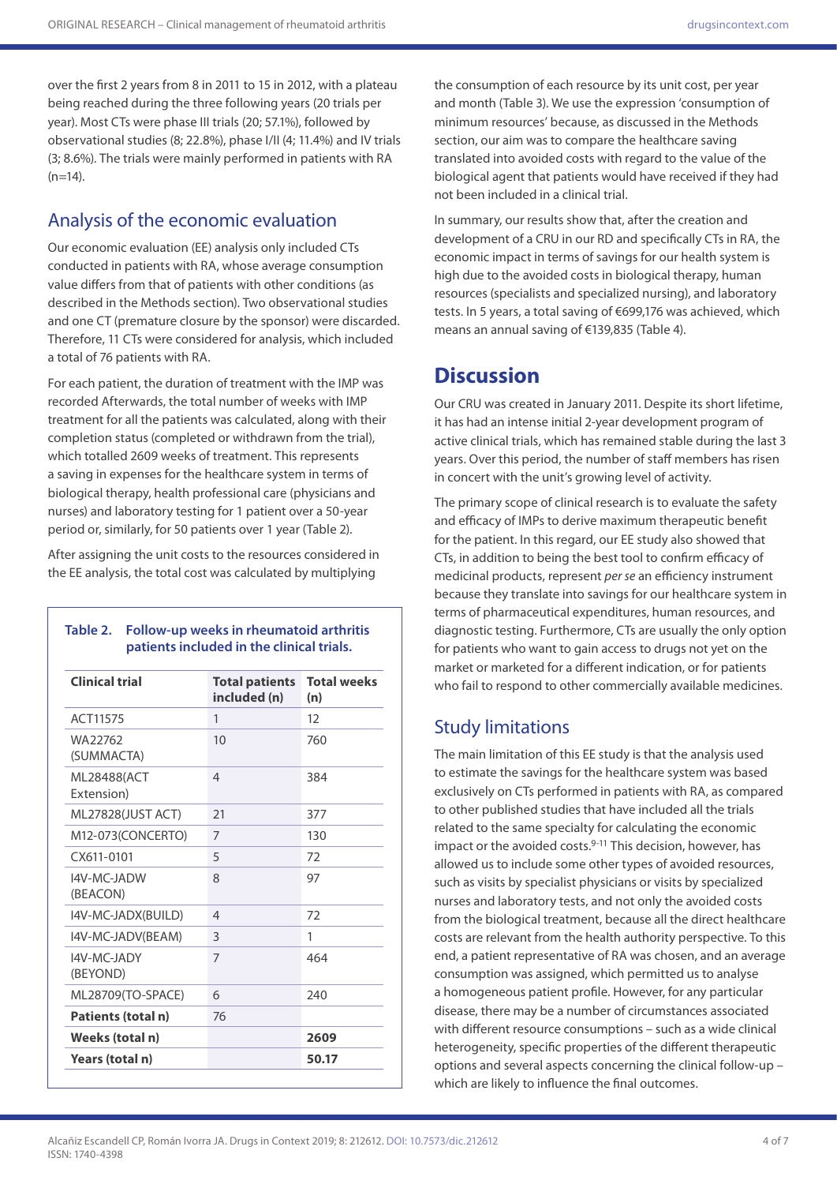over the first 2 years from 8 in 2011 to 15 in 2012, with a plateau being reached during the three following years (20 trials per year). Most CTs were phase III trials (20; 57.1%), followed by observational studies (8; 22.8%), phase I/II (4; 11.4%) and IV trials (3; 8.6%). The trials were mainly performed in patients with RA (n=14).

## Analysis of the economic evaluation

Our economic evaluation (EE) analysis only included CTs conducted in patients with RA, whose average consumption value differs from that of patients with other conditions (as described in the Methods section). Two observational studies and one CT (premature closure by the sponsor) were discarded. Therefore, 11 CTs were considered for analysis, which included a total of 76 patients with RA.

For each patient, the duration of treatment with the IMP was recorded Afterwards, the total number of weeks with IMP treatment for all the patients was calculated, along with their completion status (completed or withdrawn from the trial), which totalled 2609 weeks of treatment. This represents a saving in expenses for the healthcare system in terms of biological therapy, health professional care (physicians and nurses) and laboratory testing for 1 patient over a 50-year period or, similarly, for 50 patients over 1 year (Table 2).

After assigning the unit costs to the resources considered in the EE analysis, the total cost was calculated by multiplying the consumption of each resource by its unit cost, per year and month (Table 3). We use the expression 'consumption of minimum resources' because, as discussed in the Methods section, our aim was to compare the healthcare saving translated into avoided costs with regard to the value of the biological agent that patients would have received if they had not been included in a clinical trial.

In summary, our results show that, after the creation and development of a CRU in our RD and specifically CTs in RA, the economic impact in terms of savings for our health system is high due to the avoided costs in biological therapy, human resources (specialists and specialized nursing), and laboratory tests. In 5 years, a total saving of €699,176 was achieved, which means an annual saving of €139,835 (Table 4).

**Table 2. Follow-up weeks in rheumatoid arthritis patients included in the clinical trials.**

| Clinical trial | Total patients included (n) | Total weeks (n) |
|---|---|---|
| ACT11575 | 1 | 12 |
| WA22762 (SUMMACTA) | 10 | 760 |
| ML28488(ACT Extension) | 4 | 384 |
| ML27828(JUST ACT) | 21 | 377 |
| M12-073(CONCERTO) | 7 | 130 |
| CX611-0101 | 5 | 72 |
| I4V-MC-JADW (BEACON) | 8 | 97 |
| I4V-MC-JADX(BUILD) | 4 | 72 |
| I4V-MC-JADV(BEAM) | 3 | 1 |
| I4V-MC-JADY (BEYOND) | 7 | 464 |
| ML28709(TO-SPACE) | 6 | 240 |
| **Patients (total n)** | 76 | |
| **Weeks (total n)** | | **2609** |
| **Years (total n)** | | **50.17** |

# Discussion

Our CRU was created in January 2011. Despite its short lifetime, it has had an intense initial 2-year development program of active clinical trials, which has remained stable during the last 3 years. Over this period, the number of staff members has risen in concert with the unit's growing level of activity.

The primary scope of clinical research is to evaluate the safety and efficacy of IMPs to derive maximum therapeutic benefit for the patient. In this regard, our EE study also showed that CTs, in addition to being the best tool to confirm efficacy of medicinal products, represent *per se* an efficiency instrument because they translate into savings for our healthcare system in terms of pharmaceutical expenditures, human resources, and diagnostic testing. Furthermore, CTs are usually the only option for patients who want to gain access to drugs not yet on the market or marketed for a different indication, or for patients who fail to respond to other commercially available medicines.

## Study limitations

The main limitation of this EE study is that the analysis used to estimate the savings for the healthcare system was based exclusively on CTs performed in patients with RA, as compared to other published studies that have included all the trials related to the same specialty for calculating the economic impact or the avoided costs.[9-11] This decision, however, has allowed us to include some other types of avoided resources, such as visits by specialist physicians or visits by specialized nurses and laboratory tests, and not only the avoided costs from the biological treatment, because all the direct healthcare costs are relevant from the health authority perspective. To this end, a patient representative of RA was chosen, and an average consumption was assigned, which permitted us to analyse a homogeneous patient profile. However, for any particular disease, there may be a number of circumstances associated with different resource consumptions – such as a wide clinical heterogeneity, specific properties of the different therapeutic options and several aspects concerning the clinical follow-up – which are likely to influence the final outcomes.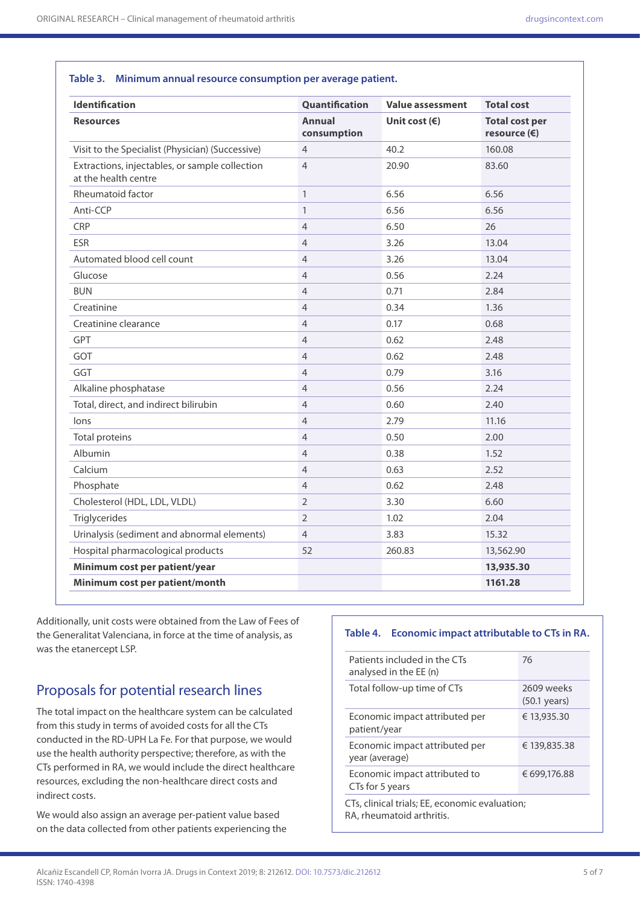**Table 3. Minimum annual resource consumption per average patient.**

| Identification | Quantification | Value assessment | Total cost |
|---|---|---|---|
| **Resources** | **Annual consumption** | **Unit cost (€)** | **Total cost per resource (€)** |
| Visit to the Specialist (Physician) (Successive) | 4 | 40.2 | 160.08 |
| Extractions, injectables, or sample collection at the health centre | 4 | 20.90 | 83.60 |
| Rheumatoid factor | 1 | 6.56 | 6.56 |
| Anti-CCP | 1 | 6.56 | 6.56 |
| CRP | 4 | 6.50 | 26 |
| ESR | 4 | 3.26 | 13.04 |
| Automated blood cell count | 4 | 3.26 | 13.04 |
| Glucose | 4 | 0.56 | 2.24 |
| BUN | 4 | 0.71 | 2.84 |
| Creatinine | 4 | 0.34 | 1.36 |
| Creatinine clearance | 4 | 0.17 | 0.68 |
| GPT | 4 | 0.62 | 2.48 |
| GOT | 4 | 0.62 | 2.48 |
| GGT | 4 | 0.79 | 3.16 |
| Alkaline phosphatase | 4 | 0.56 | 2.24 |
| Total, direct, and indirect bilirubin | 4 | 0.60 | 2.40 |
| Ions | 4 | 2.79 | 11.16 |
| Total proteins | 4 | 0.50 | 2.00 |
| Albumin | 4 | 0.38 | 1.52 |
| Calcium | 4 | 0.63 | 2.52 |
| Phosphate | 4 | 0.62 | 2.48 |
| Cholesterol (HDL, LDL, VLDL) | 2 | 3.30 | 6.60 |
| Triglycerides | 2 | 1.02 | 2.04 |
| Urinalysis (sediment and abnormal elements) | 4 | 3.83 | 15.32 |
| Hospital pharmacological products | 52 | 260.83 | 13,562.90 |
| **Minimum cost per patient/year** | | | **13,935.30** |
| **Minimum cost per patient/month** | | | **1161.28** |

Additionally, unit costs were obtained from the Law of Fees of the Generalitat Valenciana, in force at the time of analysis, as was the etanercept LSP.

## Proposals for potential research lines

The total impact on the healthcare system can be calculated from this study in terms of avoided costs for all the CTs conducted in the RD-UPH La Fe. For that purpose, we would use the health authority perspective; therefore, as with the CTs performed in RA, we would include the direct healthcare resources, excluding the non-healthcare direct costs and indirect costs.

We would also assign an average per-patient value based on the data collected from other patients experiencing the

**Table 4. Economic impact attributable to CTs in RA.**

| | |
|---|---|
| Patients included in the CTs analysed in the EE (n) | 76 |
| Total follow-up time of CTs | 2609 weeks (50.1 years) |
| Economic impact attributed per patient/year | € 13,935.30 |
| Economic impact attributed per year (average) | € 139,835.38 |
| Economic impact attributed to CTs for 5 years | € 699,176.88 |

CTs, clinical trials; EE, economic evaluation; RA, rheumatoid arthritis.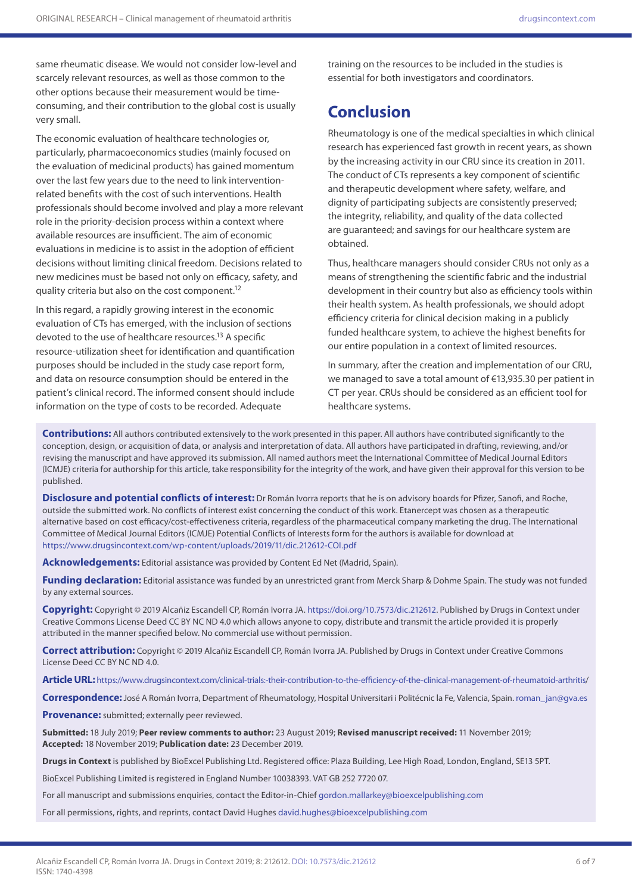same rheumatic disease. We would not consider low-level and scarcely relevant resources, as well as those common to the other options because their measurement would be time-consuming, and their contribution to the global cost is usually very small.

The economic evaluation of healthcare technologies or, particularly, pharmacoeconomics studies (mainly focused on the evaluation of medicinal products) has gained momentum over the last few years due to the need to link intervention-related benefits with the cost of such interventions. Health professionals should become involved and play a more relevant role in the priority-decision process within a context where available resources are insufficient. The aim of economic evaluations in medicine is to assist in the adoption of efficient decisions without limiting clinical freedom. Decisions related to new medicines must be based not only on efficacy, safety, and quality criteria but also on the cost component.[12]

In this regard, a rapidly growing interest in the economic evaluation of CTs has emerged, with the inclusion of sections devoted to the use of healthcare resources.[13] A specific resource-utilization sheet for identification and quantification purposes should be included in the study case report form, and data on resource consumption should be entered in the patient's clinical record. The informed consent should include information on the type of costs to be recorded. Adequate training on the resources to be included in the studies is essential for both investigators and coordinators.

## Conclusion

Rheumatology is one of the medical specialties in which clinical research has experienced fast growth in recent years, as shown by the increasing activity in our CRU since its creation in 2011. The conduct of CTs represents a key component of scientific and therapeutic development where safety, welfare, and dignity of participating subjects are consistently preserved; the integrity, reliability, and quality of the data collected are guaranteed; and savings for our healthcare system are obtained.

Thus, healthcare managers should consider CRUs not only as a means of strengthening the scientific fabric and the industrial development in their country but also as efficiency tools within their health system. As health professionals, we should adopt efficiency criteria for clinical decision making in a publicly funded healthcare system, to achieve the highest benefits for our entire population in a context of limited resources.

In summary, after the creation and implementation of our CRU, we managed to save a total amount of €13,935.30 per patient in CT per year. CRUs should be considered as an efficient tool for healthcare systems.

**Contributions:** All authors contributed extensively to the work presented in this paper. All authors have contributed significantly to the conception, design, or acquisition of data, or analysis and interpretation of data. All authors have participated in drafting, reviewing, and/or revising the manuscript and have approved its submission. All named authors meet the International Committee of Medical Journal Editors (ICMJE) criteria for authorship for this article, take responsibility for the integrity of the work, and have given their approval for this version to be published.

**Disclosure and potential conflicts of interest:** Dr Román Ivorra reports that he is on advisory boards for Pfizer, Sanofi, and Roche, outside the submitted work. No conflicts of interest exist concerning the conduct of this work. Etanercept was chosen as a therapeutic alternative based on cost efficacy/cost-effectiveness criteria, regardless of the pharmaceutical company marketing the drug. The International Committee of Medical Journal Editors (ICMJE) Potential Conflicts of Interests form for the authors is available for download at https://www.drugsincontext.com/wp-content/uploads/2019/11/dic.212612-COI.pdf

**Acknowledgements:** Editorial assistance was provided by Content Ed Net (Madrid, Spain).

**Funding declaration:** Editorial assistance was funded by an unrestricted grant from Merck Sharp & Dohme Spain. The study was not funded by any external sources.

**Copyright:** Copyright © 2019 Alcañiz Escandell CP, Román Ivorra JA. https://doi.org/10.7573/dic.212612. Published by Drugs in Context under Creative Commons License Deed CC BY NC ND 4.0 which allows anyone to copy, distribute and transmit the article provided it is properly attributed in the manner specified below. No commercial use without permission.

**Correct attribution:** Copyright © 2019 Alcañiz Escandell CP, Román Ivorra JA. Published by Drugs in Context under Creative Commons License Deed CC BY NC ND 4.0.

**Article URL:** https://www.drugsincontext.com/clinical-trials:-their-contribution-to-the-efficiency-of-the-clinical-management-of-rheumatoid-arthritis/

**Correspondence:** José A Román Ivorra, Department of Rheumatology, Hospital Universitari i Politécnic la Fe, Valencia, Spain. roman_jan@gva.es

**Provenance:** submitted; externally peer reviewed.

**Submitted:** 18 July 2019; **Peer review comments to author:** 23 August 2019; **Revised manuscript received:** 11 November 2019; **Accepted:** 18 November 2019; **Publication date:** 23 December 2019.

**Drugs in Context** is published by BioExcel Publishing Ltd. Registered office: Plaza Building, Lee High Road, London, England, SE13 5PT.

BioExcel Publishing Limited is registered in England Number 10038393. VAT GB 252 7720 07.

For all manuscript and submissions enquiries, contact the Editor-in-Chief gordon.mallarkey@bioexcelpublishing.com

For all permissions, rights, and reprints, contact David Hughes david.hughes@bioexcelpublishing.com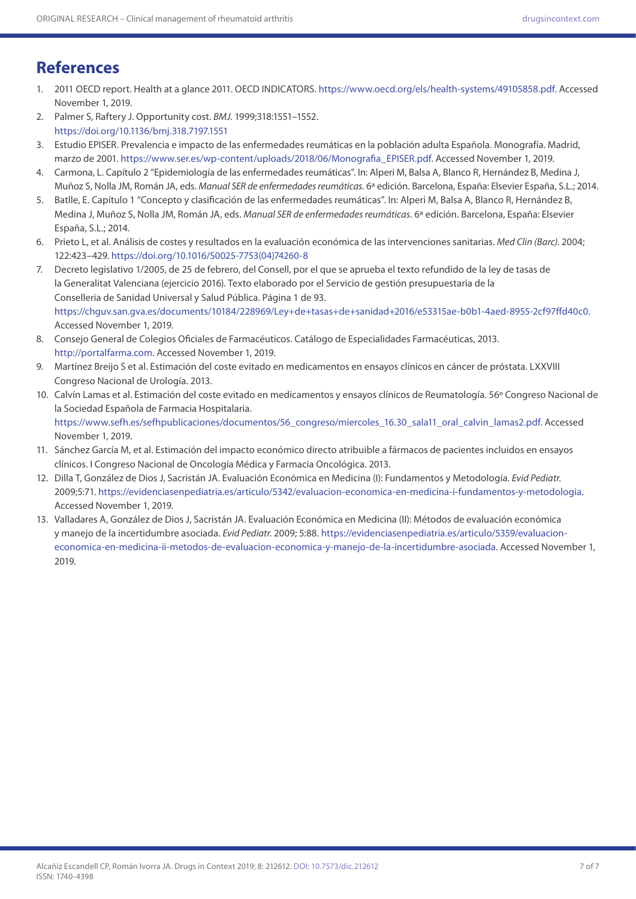## References

1. 2011 OECD report. Health at a glance 2011. OECD INDICATORS. https://www.oecd.org/els/health-systems/49105858.pdf. Accessed November 1, 2019.
2. Palmer S, Raftery J. Opportunity cost. *BMJ*. 1999;318:1551–1552. https://doi.org/10.1136/bmj.318.7197.1551
3. Estudio EPISER. Prevalencia e impacto de las enfermedades reumáticas en la población adulta Española. Monografía. Madrid, marzo de 2001. https://www.ser.es/wp-content/uploads/2018/06/Monografia_EPISER.pdf. Accessed November 1, 2019.
4. Carmona, L. Capítulo 2 "Epidemiología de las enfermedades reumáticas". In: Alperi M, Balsa A, Blanco R, Hernández B, Medina J, Muñoz S, Nolla JM, Román JA, eds. *Manual SER de enfermedades reumáticas*. 6ª edición. Barcelona, España: Elsevier España, S.L.; 2014.
5. Batlle, E. Capítulo 1 "Concepto y clasificación de las enfermedades reumáticas". In: Alperi M, Balsa A, Blanco R, Hernández B, Medina J, Muñoz S, Nolla JM, Román JA, eds. *Manual SER de enfermedades reumáticas.* 6ª edición. Barcelona, España: Elsevier España, S.L.; 2014.
6. Prieto L, et al. Análisis de costes y resultados en la evaluación económica de las intervenciones sanitarias. *Med Clin (Barc)*. 2004; 122:423–429. https://doi.org/10.1016/S0025-7753(04)74260-8
7. Decreto legislativo 1/2005, de 25 de febrero, del Consell, por el que se aprueba el texto refundido de la ley de tasas de la Generalitat Valenciana (ejercicio 2016). Texto elaborado por el Servicio de gestión presupuestaria de la Conselleria de Sanidad Universal y Salud Pública. Página 1 de 93. https://chguv.san.gva.es/documents/10184/228969/Ley+de+tasas+de+sanidad+2016/e53315ae-b0b1-4aed-8955-2cf97ffd40c0. Accessed November 1, 2019.
8. Consejo General de Colegios Oficiales de Farmacéuticos. Catálogo de Especialidades Farmacéuticas, 2013. http://portalfarma.com. Accessed November 1, 2019.
9. Martínez Breijo S et al. Estimación del coste evitado en medicamentos en ensayos clínicos en cáncer de próstata. LXXVIII Congreso Nacional de Urología. 2013.
10. Calvín Lamas et al. Estimación del coste evitado en medicamentos y ensayos clínicos de Reumatología. 56º Congreso Nacional de la Sociedad Española de Farmacia Hospitalaria. https://www.sefh.es/sefhpublicaciones/documentos/56_congreso/miercoles_16.30_sala11_oral_calvin_lamas2.pdf. Accessed November 1, 2019.
11. Sánchez García M, et al. Estimación del impacto económico directo atribuible a fármacos de pacientes incluidos en ensayos clínicos. I Congreso Nacional de Oncología Médica y Farmacia Oncológica. 2013.
12. Dilla T, González de Dios J, Sacristán JA. Evaluación Económica en Medicina (I): Fundamentos y Metodología. *Evid Pediatr.* 2009;5:71. https://evidenciasenpediatria.es/articulo/5342/evaluacion-economica-en-medicina-i-fundamentos-y-metodologia. Accessed November 1, 2019.
13. Valladares A, González de Dios J, Sacristán JA. Evaluación Económica en Medicina (II): Métodos de evaluación económica y manejo de la incertidumbre asociada. *Evid Pediatr.* 2009; 5:88. https://evidenciasenpediatria.es/articulo/5359/evaluacion-economica-en-medicina-ii-metodos-de-evaluacion-economica-y-manejo-de-la-incertidumbre-asociada. Accessed November 1, 2019.